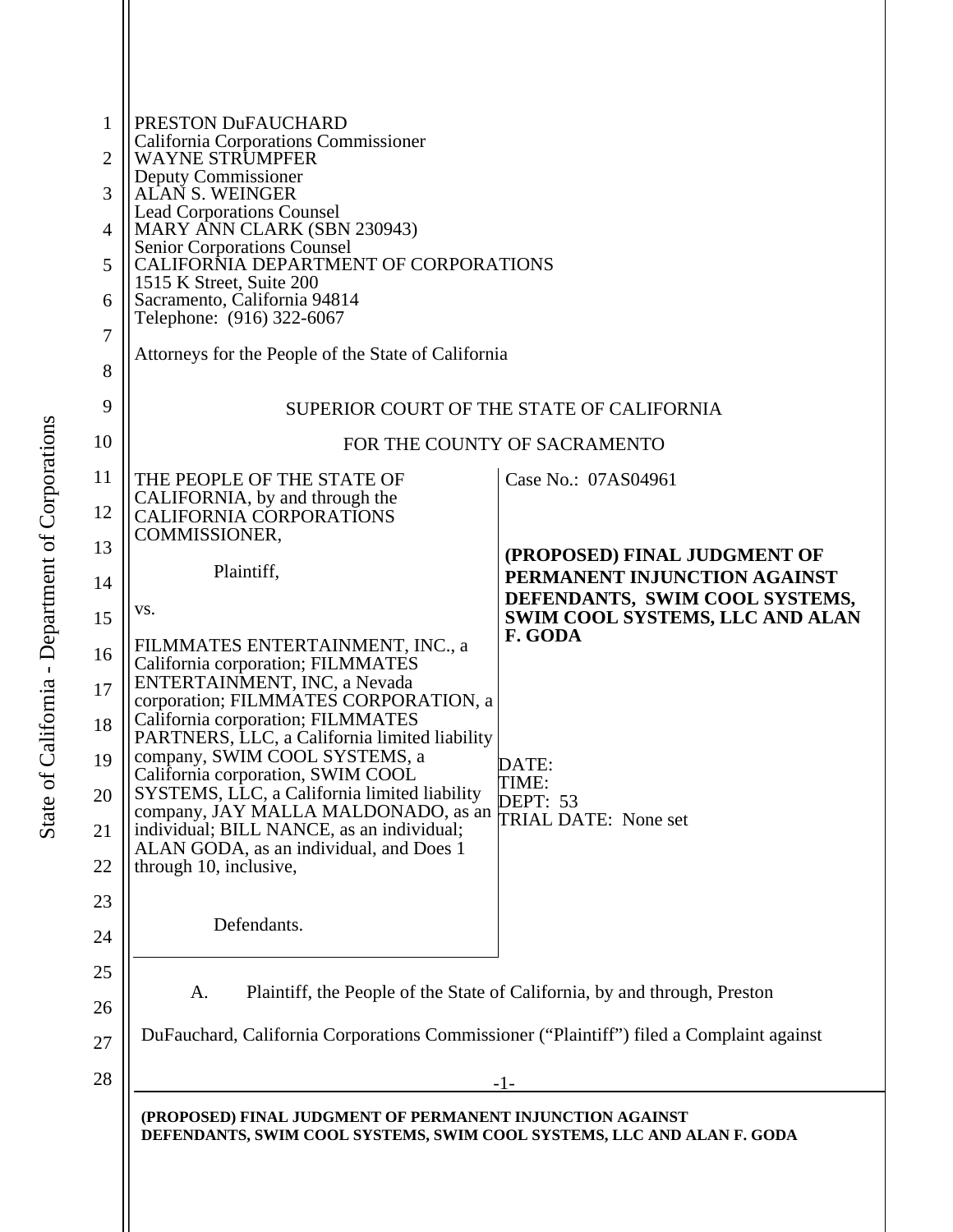PRESTON DuFAUCHARD
California Corporations Commissioner
WAYNE STRUMPFER
Deputy Commissioner
ALAN S. WEINGER
Lead Corporations Counsel
MARY ANN CLARK (SBN 230943)
Senior Corporations Counsel
CALIFORNIA DEPARTMENT OF CORPORATIONS
1515 K Street, Suite 200
Sacramento, California 94814
Telephone: (916) 322-6067

Attorneys for the People of the State of California

SUPERIOR COURT OF THE STATE OF CALIFORNIA

FOR THE COUNTY OF SACRAMENTO

THE PEOPLE OF THE STATE OF CALIFORNIA, by and through the CALIFORNIA CORPORATIONS COMMISSIONER,

Plaintiff,

vs.

FILMMATES ENTERTAINMENT, INC., a California corporation; FILMMATES ENTERTAINMENT, INC, a Nevada corporation; FILMMATES CORPORATION, a California corporation; FILMMATES PARTNERS, LLC, a California limited liability company, SWIM COOL SYSTEMS, a California corporation, SWIM COOL SYSTEMS, LLC, a California limited liability company, JAY MALLA MALDONADO, as an individual; BILL NANCE, as an individual; ALAN GODA, as an individual, and Does 1 through 10, inclusive,

Defendants.

Case No.: 07AS04961

**(PROPOSED) FINAL JUDGMENT OF PERMANENT INJUNCTION AGAINST DEFENDANTS, SWIM COOL SYSTEMS, SWIM COOL SYSTEMS, LLC AND ALAN F. GODA**

DATE:
TIME:
DEPT: 53
TRIAL DATE: None set

A. Plaintiff, the People of the State of California, by and through, Preston DuFauchard, California Corporations Commissioner ("Plaintiff") filed a Complaint against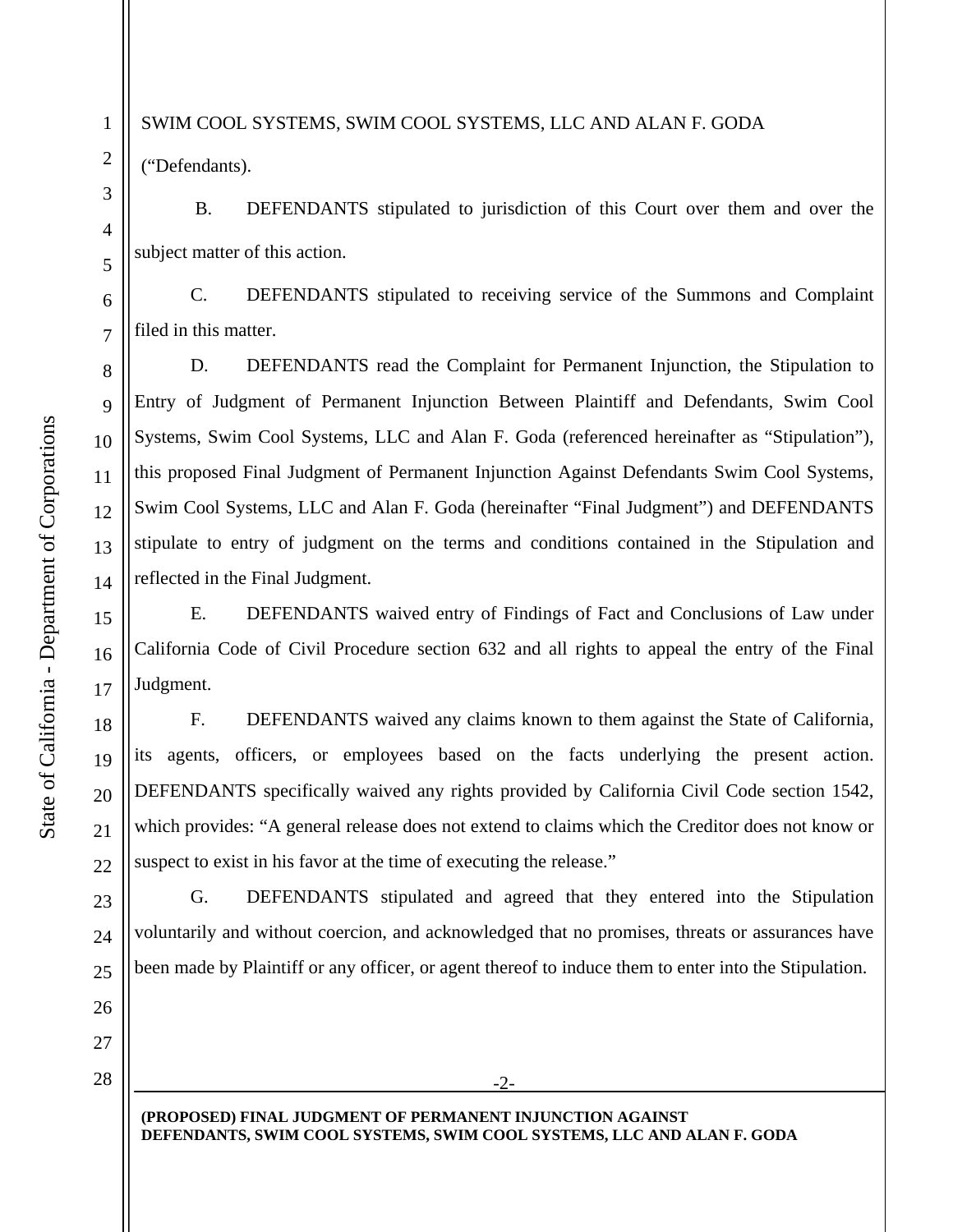SWIM COOL SYSTEMS, SWIM COOL SYSTEMS, LLC AND ALAN F. GODA ("Defendants").

B. DEFENDANTS stipulated to jurisdiction of this Court over them and over the subject matter of this action.

C. DEFENDANTS stipulated to receiving service of the Summons and Complaint filed in this matter.

D. DEFENDANTS read the Complaint for Permanent Injunction, the Stipulation to Entry of Judgment of Permanent Injunction Between Plaintiff and Defendants, Swim Cool Systems, Swim Cool Systems, LLC and Alan F. Goda (referenced hereinafter as "Stipulation"), this proposed Final Judgment of Permanent Injunction Against Defendants Swim Cool Systems, Swim Cool Systems, LLC and Alan F. Goda (hereinafter "Final Judgment") and DEFENDANTS stipulate to entry of judgment on the terms and conditions contained in the Stipulation and reflected in the Final Judgment.

E. DEFENDANTS waived entry of Findings of Fact and Conclusions of Law under California Code of Civil Procedure section 632 and all rights to appeal the entry of the Final Judgment.

F. DEFENDANTS waived any claims known to them against the State of California, its agents, officers, or employees based on the facts underlying the present action. DEFENDANTS specifically waived any rights provided by California Civil Code section 1542, which provides: "A general release does not extend to claims which the Creditor does not know or suspect to exist in his favor at the time of executing the release."

G. DEFENDANTS stipulated and agreed that they entered into the Stipulation voluntarily and without coercion, and acknowledged that no promises, threats or assurances have been made by Plaintiff or any officer, or agent thereof to induce them to enter into the Stipulation.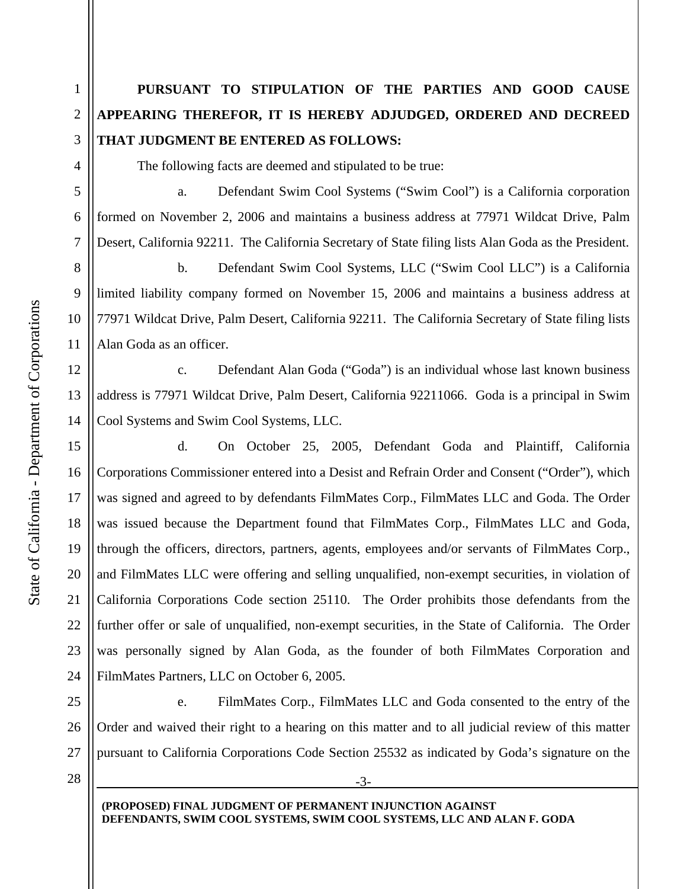**PURSUANT TO STIPULATION OF THE PARTIES AND GOOD CAUSE APPEARING THEREFOR, IT IS HEREBY ADJUDGED, ORDERED AND DECREED THAT JUDGMENT BE ENTERED AS FOLLOWS:**

The following facts are deemed and stipulated to be true:

a. Defendant Swim Cool Systems ("Swim Cool") is a California corporation formed on November 2, 2006 and maintains a business address at 77971 Wildcat Drive, Palm Desert, California 92211. The California Secretary of State filing lists Alan Goda as the President.

b. Defendant Swim Cool Systems, LLC ("Swim Cool LLC") is a California limited liability company formed on November 15, 2006 and maintains a business address at 77971 Wildcat Drive, Palm Desert, California 92211. The California Secretary of State filing lists Alan Goda as an officer.

c. Defendant Alan Goda ("Goda") is an individual whose last known business address is 77971 Wildcat Drive, Palm Desert, California 92211066. Goda is a principal in Swim Cool Systems and Swim Cool Systems, LLC.

d. On October 25, 2005, Defendant Goda and Plaintiff, California Corporations Commissioner entered into a Desist and Refrain Order and Consent ("Order"), which was signed and agreed to by defendants FilmMates Corp., FilmMates LLC and Goda. The Order was issued because the Department found that FilmMates Corp., FilmMates LLC and Goda, through the officers, directors, partners, agents, employees and/or servants of FilmMates Corp., and FilmMates LLC were offering and selling unqualified, non-exempt securities, in violation of California Corporations Code section 25110. The Order prohibits those defendants from the further offer or sale of unqualified, non-exempt securities, in the State of California. The Order was personally signed by Alan Goda, as the founder of both FilmMates Corporation and FilmMates Partners, LLC on October 6, 2005.

e. FilmMates Corp., FilmMates LLC and Goda consented to the entry of the Order and waived their right to a hearing on this matter and to all judicial review of this matter pursuant to California Corporations Code Section 25532 as indicated by Goda's signature on the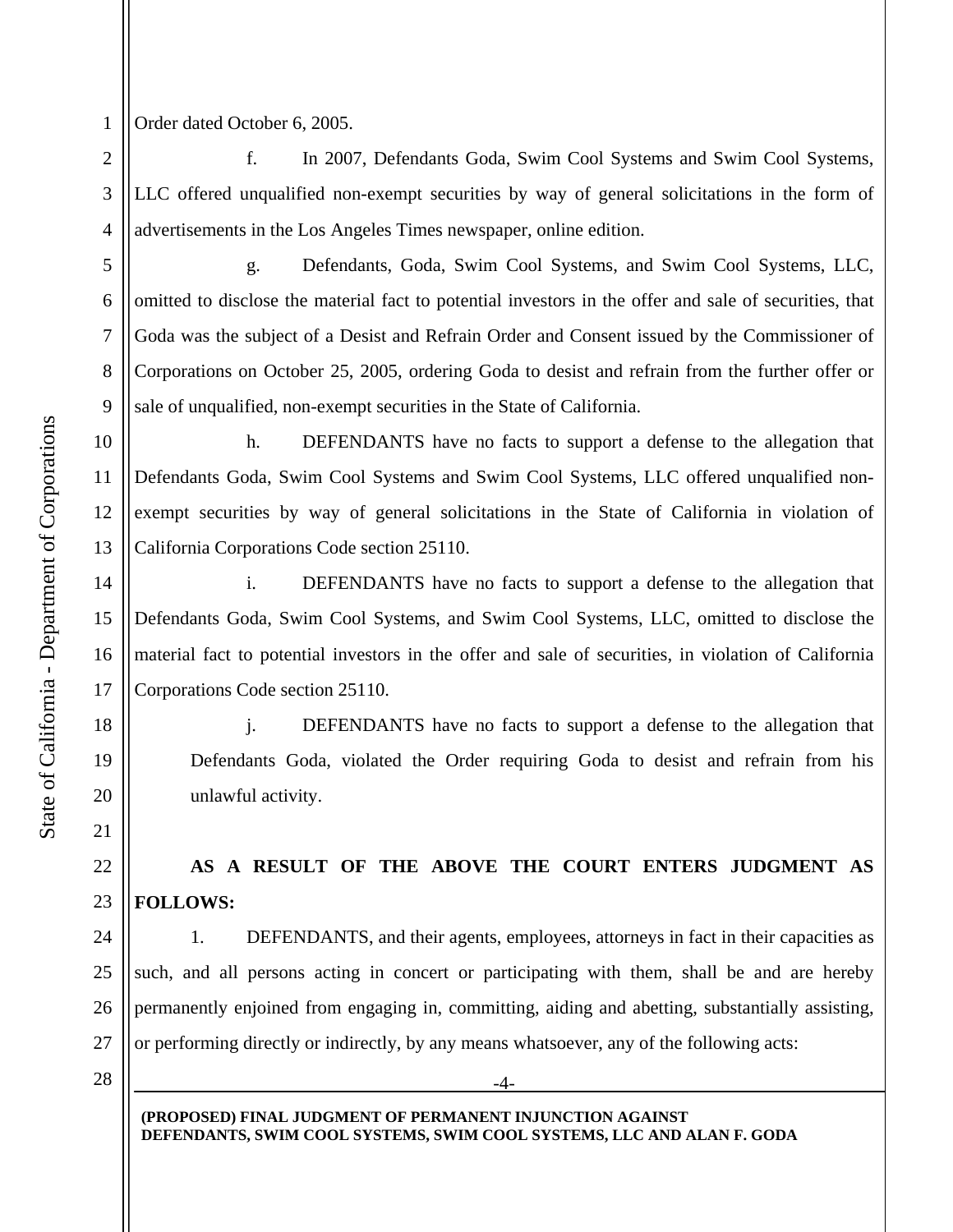Order dated October 6, 2005.

f. In 2007, Defendants Goda, Swim Cool Systems and Swim Cool Systems, LLC offered unqualified non-exempt securities by way of general solicitations in the form of advertisements in the Los Angeles Times newspaper, online edition.

g. Defendants, Goda, Swim Cool Systems, and Swim Cool Systems, LLC, omitted to disclose the material fact to potential investors in the offer and sale of securities, that Goda was the subject of a Desist and Refrain Order and Consent issued by the Commissioner of Corporations on October 25, 2005, ordering Goda to desist and refrain from the further offer or sale of unqualified, non-exempt securities in the State of California.

h. DEFENDANTS have no facts to support a defense to the allegation that Defendants Goda, Swim Cool Systems and Swim Cool Systems, LLC offered unqualified non-exempt securities by way of general solicitations in the State of California in violation of California Corporations Code section 25110.

i. DEFENDANTS have no facts to support a defense to the allegation that Defendants Goda, Swim Cool Systems, and Swim Cool Systems, LLC, omitted to disclose the material fact to potential investors in the offer and sale of securities, in violation of California Corporations Code section 25110.

j. DEFENDANTS have no facts to support a defense to the allegation that Defendants Goda, violated the Order requiring Goda to desist and refrain from his unlawful activity.

**AS A RESULT OF THE ABOVE THE COURT ENTERS JUDGMENT AS FOLLOWS:**

1. DEFENDANTS, and their agents, employees, attorneys in fact in their capacities as such, and all persons acting in concert or participating with them, shall be and are hereby permanently enjoined from engaging in, committing, aiding and abetting, substantially assisting, or performing directly or indirectly, by any means whatsoever, any of the following acts: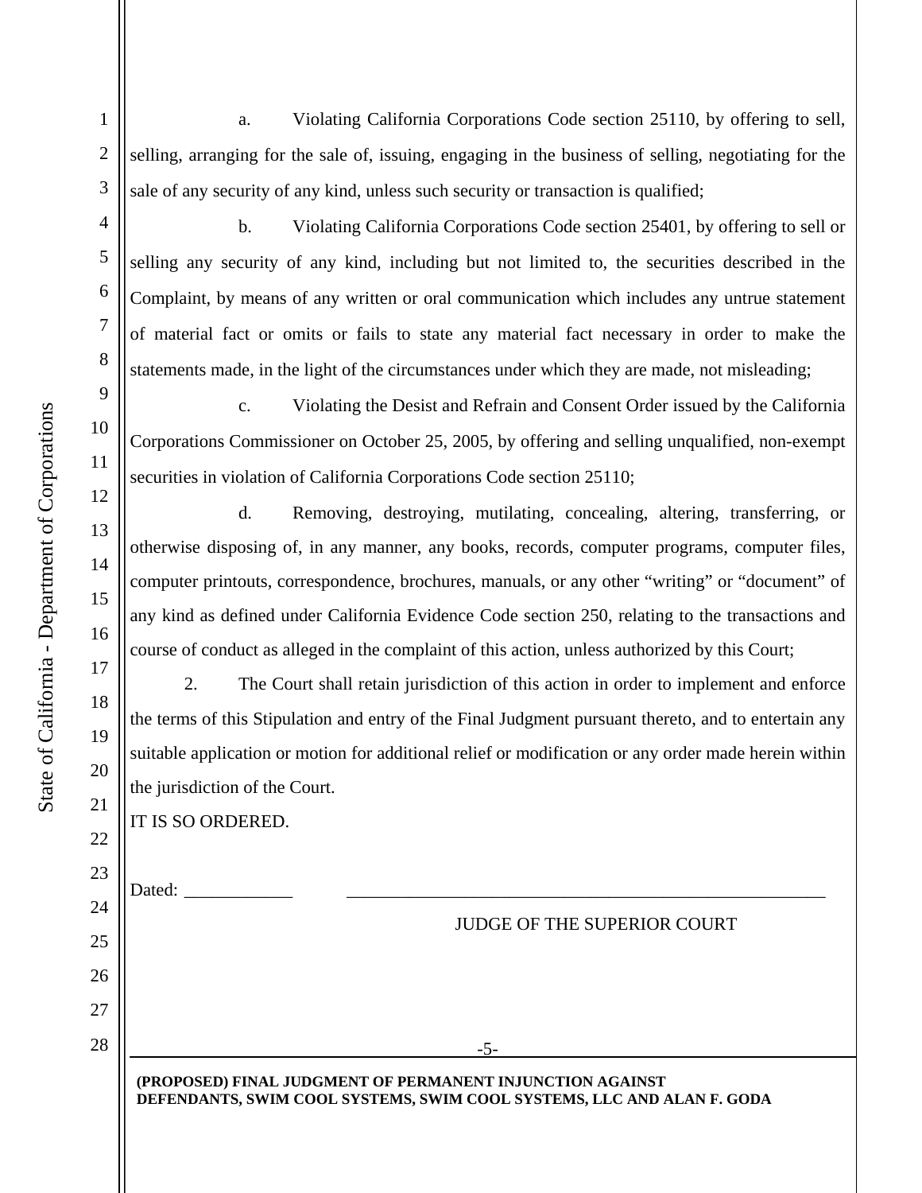a. Violating California Corporations Code section 25110, by offering to sell, selling, arranging for the sale of, issuing, engaging in the business of selling, negotiating for the sale of any security of any kind, unless such security or transaction is qualified;

b. Violating California Corporations Code section 25401, by offering to sell or selling any security of any kind, including but not limited to, the securities described in the Complaint, by means of any written or oral communication which includes any untrue statement of material fact or omits or fails to state any material fact necessary in order to make the statements made, in the light of the circumstances under which they are made, not misleading;

c. Violating the Desist and Refrain and Consent Order issued by the California Corporations Commissioner on October 25, 2005, by offering and selling unqualified, non-exempt securities in violation of California Corporations Code section 25110;

d. Removing, destroying, mutilating, concealing, altering, transferring, or otherwise disposing of, in any manner, any books, records, computer programs, computer files, computer printouts, correspondence, brochures, manuals, or any other "writing" or "document" of any kind as defined under California Evidence Code section 250, relating to the transactions and course of conduct as alleged in the complaint of this action, unless authorized by this Court;

2. The Court shall retain jurisdiction of this action in order to implement and enforce the terms of this Stipulation and entry of the Final Judgment pursuant thereto, and to entertain any suitable application or motion for additional relief or modification or any order made herein within the jurisdiction of the Court.

IT IS SO ORDERED.

Dated: ____________ ________________________________________________________

JUDGE OF THE SUPERIOR COURT

**(PROPOSED) FINAL JUDGMENT OF PERMANENT INJUNCTION AGAINST DEFENDANTS, SWIM COOL SYSTEMS, SWIM COOL SYSTEMS, LLC AND ALAN F. GODA**